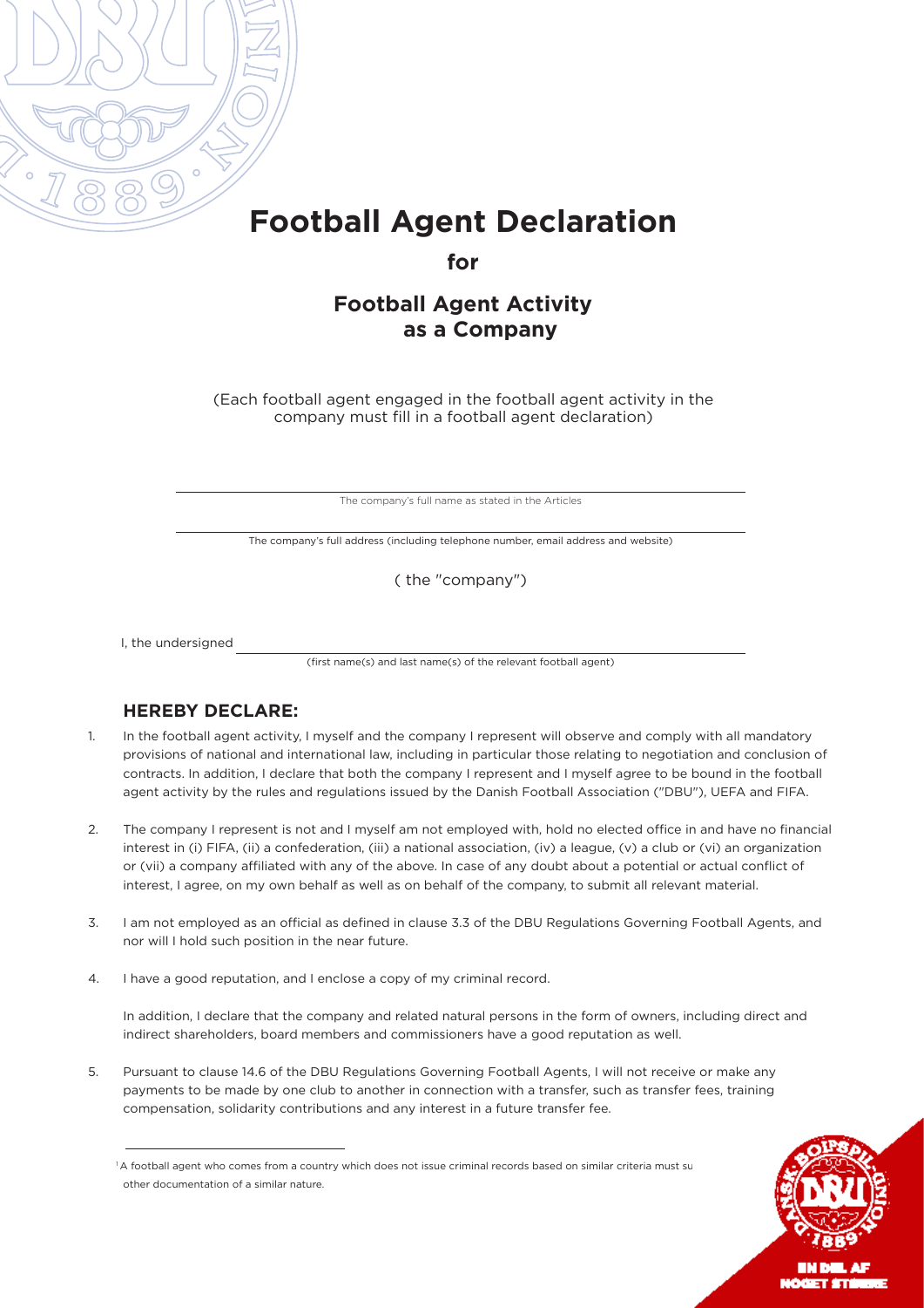# Football Agent Declaration

**for**

## Football Agent Activity as a Company

(Each football agent engaged in the football agent activity in the company must fill in a football agent declaration)

\_\_\_\_\_\_\_\_\_\_\_\_\_\_\_\_\_\_\_\_\_\_\_\_\_\_\_\_\_\_\_\_\_\_\_\_\_\_\_\_\_\_\_\_\_\_\_\_
The company's full name as stated in the Articles

\_\_\_\_\_\_\_\_\_\_\_\_\_\_\_\_\_\_\_\_\_\_\_\_\_\_\_\_\_\_\_\_\_\_\_\_\_\_\_\_\_\_\_\_\_\_\_\_
The company's full address (including telephone number, email address and website)

( the "company")

I, the undersigned \_\_\_\_\_\_\_\_\_\_\_\_\_\_\_\_\_\_\_\_\_\_\_\_\_\_\_\_\_\_\_\_\_\_\_\_\_\_\_\_\_\_\_\_\_\_\_\_
(first name(s) and last name(s) of the relevant football agent)

### HEREBY DECLARE:

1. In the football agent activity, I myself and the company I represent will observe and comply with all mandatory provisions of national and international law, including in particular those relating to negotiation and conclusion of contracts. In addition, I declare that both the company I represent and I myself agree to be bound in the football agent activity by the rules and regulations issued by the Danish Football Association ("DBU"), UEFA and FIFA.

2. The company I represent is not and I myself am not employed with, hold no elected office in and have no financial interest in (i) FIFA, (ii) a confederation, (iii) a national association, (iv) a league, (v) a club or (vi) an organization or (vii) a company affiliated with any of the above. In case of any doubt about a potential or actual conflict of interest, I agree, on my own behalf as well as on behalf of the company, to submit all relevant material.

3. I am not employed as an official as defined in clause 3.3 of the DBU Regulations Governing Football Agents, and nor will I hold such position in the near future.

4. I have a good reputation, and I enclose a copy of my criminal record.

   In addition, I declare that the company and related natural persons in the form of owners, including direct and indirect shareholders, board members and commissioners have a good reputation as well.

5. Pursuant to clause 14.6 of the DBU Regulations Governing Football Agents, I will not receive or make any payments to be made by one club to another in connection with a transfer, such as transfer fees, training compensation, solidarity contributions and any interest in a future transfer fee.

[1] A football agent who comes from a country which does not issue criminal records based on similar criteria must su other documentation of a similar nature.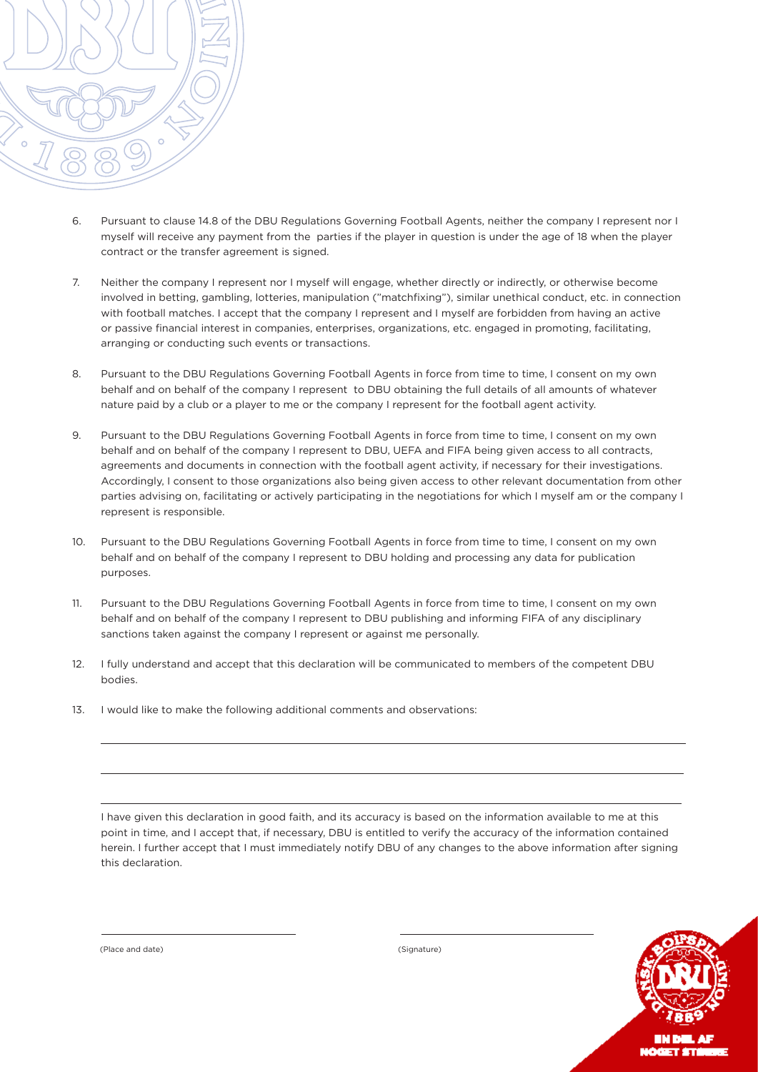6. Pursuant to clause 14.8 of the DBU Regulations Governing Football Agents, neither the company I represent nor I myself will receive any payment from the parties if the player in question is under the age of 18 when the player contract or the transfer agreement is signed.

7. Neither the company I represent nor I myself will engage, whether directly or indirectly, or otherwise become involved in betting, gambling, lotteries, manipulation ("matchfixing"), similar unethical conduct, etc. in connection with football matches. I accept that the company I represent and I myself are forbidden from having an active or passive financial interest in companies, enterprises, organizations, etc. engaged in promoting, facilitating, arranging or conducting such events or transactions.

8. Pursuant to the DBU Regulations Governing Football Agents in force from time to time, I consent on my own behalf and on behalf of the company I represent to DBU obtaining the full details of all amounts of whatever nature paid by a club or a player to me or the company I represent for the football agent activity.

9. Pursuant to the DBU Regulations Governing Football Agents in force from time to time, I consent on my own behalf and on behalf of the company I represent to DBU, UEFA and FIFA being given access to all contracts, agreements and documents in connection with the football agent activity, if necessary for their investigations. Accordingly, I consent to those organizations also being given access to other relevant documentation from other parties advising on, facilitating or actively participating in the negotiations for which I myself am or the company I represent is responsible.

10. Pursuant to the DBU Regulations Governing Football Agents in force from time to time, I consent on my own behalf and on behalf of the company I represent to DBU holding and processing any data for publication purposes.

11. Pursuant to the DBU Regulations Governing Football Agents in force from time to time, I consent on my own behalf and on behalf of the company I represent to DBU publishing and informing FIFA of any disciplinary sanctions taken against the company I represent or against me personally.

12. I fully understand and accept that this declaration will be communicated to members of the competent DBU bodies.

13. I would like to make the following additional comments and observations:

\_\_\_\_\_\_\_\_\_\_\_\_\_\_\_\_\_\_\_\_\_\_\_\_\_\_\_\_\_\_\_\_\_\_\_\_\_\_\_\_\_\_\_\_\_\_\_\_\_\_\_\_\_\_\_\_\_\_\_\_\_\_\_\_\_\_\_\_\_\_\_\_

\_\_\_\_\_\_\_\_\_\_\_\_\_\_\_\_\_\_\_\_\_\_\_\_\_\_\_\_\_\_\_\_\_\_\_\_\_\_\_\_\_\_\_\_\_\_\_\_\_\_\_\_\_\_\_\_\_\_\_\_\_\_\_\_\_\_\_\_\_\_\_\_

\_\_\_\_\_\_\_\_\_\_\_\_\_\_\_\_\_\_\_\_\_\_\_\_\_\_\_\_\_\_\_\_\_\_\_\_\_\_\_\_\_\_\_\_\_\_\_\_\_\_\_\_\_\_\_\_\_\_\_\_\_\_\_\_\_\_\_\_\_\_\_\_

I have given this declaration in good faith, and its accuracy is based on the information available to me at this point in time, and I accept that, if necessary, DBU is entitled to verify the accuracy of the information contained herein. I further accept that I must immediately notify DBU of any changes to the above information after signing this declaration.

\_\_\_\_\_\_\_\_\_\_\_\_\_\_\_\_\_\_\_\_\_\_\_\_\_\_\_\_\_\_ \_\_\_\_\_\_\_\_\_\_\_\_\_\_\_\_\_\_\_\_\_\_\_\_\_\_\_\_\_\_

(Place and date) (Signature)